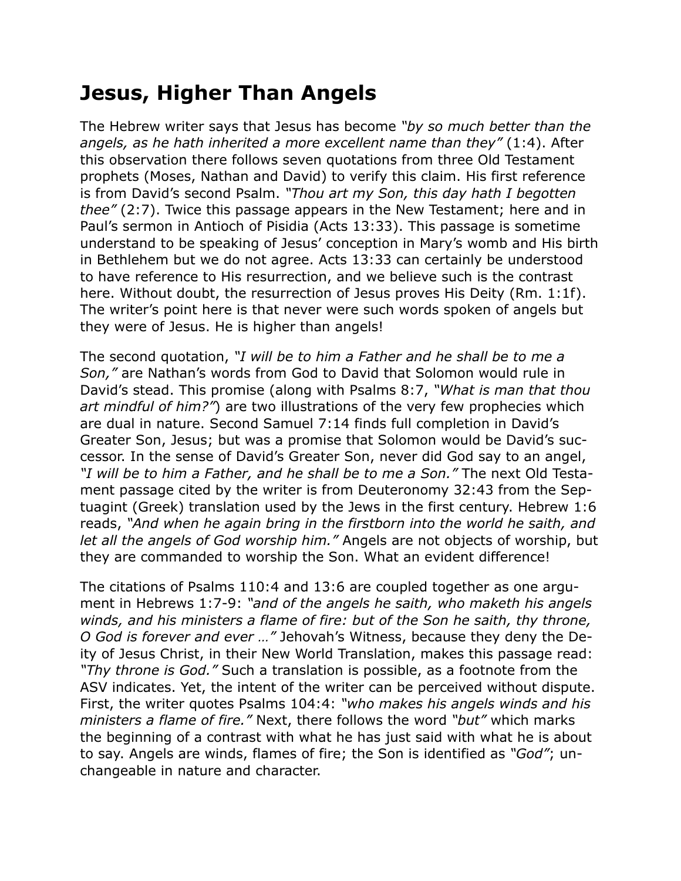# Jesus, Higher Than Angels

The Hebrew writer says that Jesus has become *"by so much better than the angels, as he hath inherited a more excellent name than they"* (1:4). After this observation there follows seven quotations from three Old Testament prophets (Moses, Nathan and David) to verify this claim. His first reference is from David's second Psalm. *"Thou art my Son, this day hath I begotten thee"* (2:7). Twice this passage appears in the New Testament; here and in Paul's sermon in Antioch of Pisidia (Acts 13:33). This passage is sometime understand to be speaking of Jesus' conception in Mary's womb and His birth in Bethlehem but we do not agree. Acts 13:33 can certainly be understood to have reference to His resurrection, and we believe such is the contrast here. Without doubt, the resurrection of Jesus proves His Deity (Rm. 1:1f). The writer's point here is that never were such words spoken of angels but they were of Jesus. He is higher than angels!

The second quotation, *"I will be to him a Father and he shall be to me a Son,"* are Nathan's words from God to David that Solomon would rule in David's stead. This promise (along with Psalms 8:7, *"What is man that thou art mindful of him?"*) are two illustrations of the very few prophecies which are dual in nature. Second Samuel 7:14 finds full completion in David's Greater Son, Jesus; but was a promise that Solomon would be David's successor. In the sense of David's Greater Son, never did God say to an angel, *"I will be to him a Father, and he shall be to me a Son."* The next Old Testament passage cited by the writer is from Deuteronomy 32:43 from the Septuagint (Greek) translation used by the Jews in the first century. Hebrew 1:6 reads, *"And when he again bring in the firstborn into the world he saith, and let all the angels of God worship him."* Angels are not objects of worship, but they are commanded to worship the Son. What an evident difference!

The citations of Psalms 110:4 and 13:6 are coupled together as one argument in Hebrews 1:7-9: *"and of the angels he saith, who maketh his angels winds, and his ministers a flame of fire: but of the Son he saith, thy throne, O God is forever and ever …"* Jehovah's Witness, because they deny the Deity of Jesus Christ, in their New World Translation, makes this passage read: *"Thy throne is God."* Such a translation is possible, as a footnote from the ASV indicates. Yet, the intent of the writer can be perceived without dispute. First, the writer quotes Psalms 104:4: *"who makes his angels winds and his ministers a flame of fire."* Next, there follows the word *"but"* which marks the beginning of a contrast with what he has just said with what he is about to say. Angels are winds, flames of fire; the Son is identified as *"God"*; unchangeable in nature and character.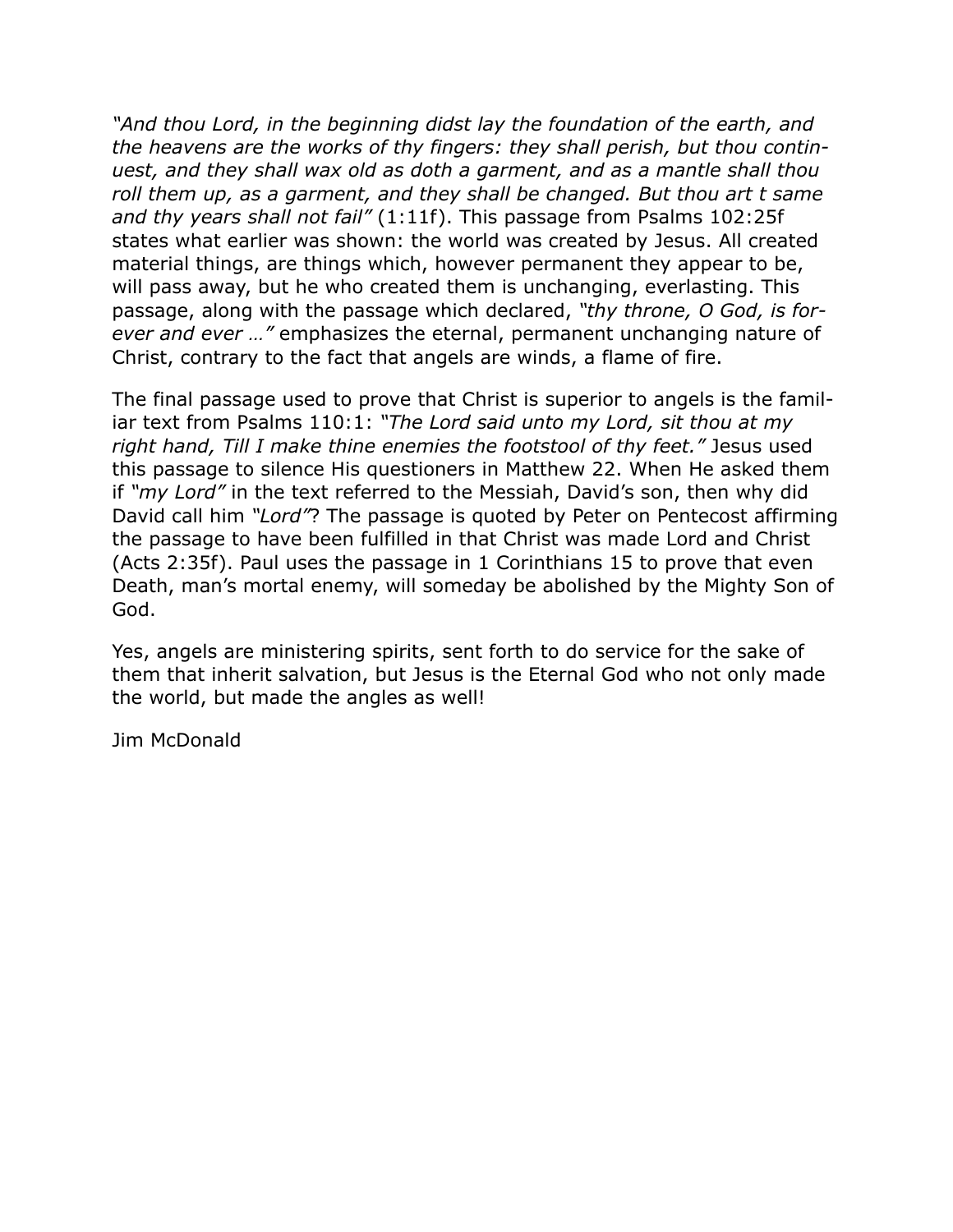*"And thou Lord, in the beginning didst lay the foundation of the earth, and the heavens are the works of thy fingers: they shall perish, but thou continuest, and they shall wax old as doth a garment, and as a mantle shall thou roll them up, as a garment, and they shall be changed. But thou art t same and thy years shall not fail"* (1:11f). This passage from Psalms 102:25f states what earlier was shown: the world was created by Jesus. All created material things, are things which, however permanent they appear to be, will pass away, but he who created them is unchanging, everlasting. This passage, along with the passage which declared, *"thy throne, O God, is forever and ever …"* emphasizes the eternal, permanent unchanging nature of Christ, contrary to the fact that angels are winds, a flame of fire.

The final passage used to prove that Christ is superior to angels is the familiar text from Psalms 110:1: *"The Lord said unto my Lord, sit thou at my right hand, Till I make thine enemies the footstool of thy feet."* Jesus used this passage to silence His questioners in Matthew 22. When He asked them if *"my Lord"* in the text referred to the Messiah, David's son, then why did David call him *"Lord"*? The passage is quoted by Peter on Pentecost affirming the passage to have been fulfilled in that Christ was made Lord and Christ (Acts 2:35f). Paul uses the passage in 1 Corinthians 15 to prove that even Death, man's mortal enemy, will someday be abolished by the Mighty Son of God.

Yes, angels are ministering spirits, sent forth to do service for the sake of them that inherit salvation, but Jesus is the Eternal God who not only made the world, but made the angles as well!

Jim McDonald